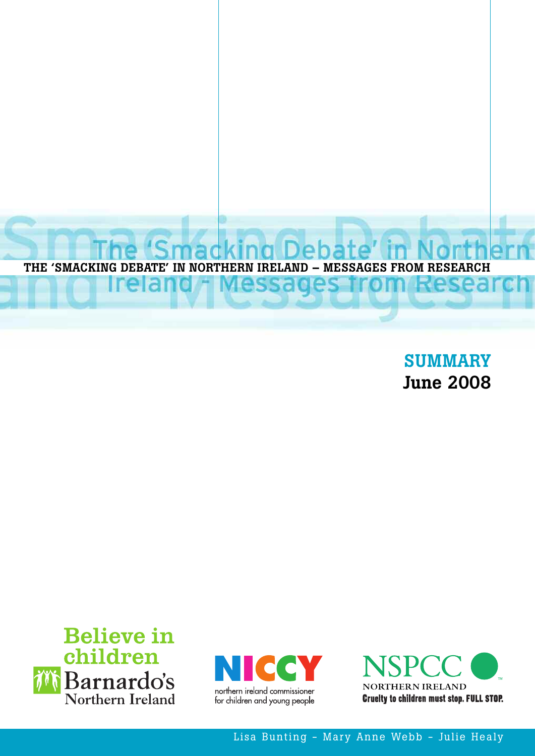# THE 'SMACKING DEBATE' IN NORTHERN IRELAND – MESSAGES FROM RESEARCH

## SUMMARY

**June 2008**

Believe in children Barnardo's Northern Ireland

NICCY northern ireland commissioner for children and young people

NSPCC NORTHERN IRELAND Cruelty to children must stop. FULL STOP.

Lisa Bunting - Mary Anne Webb - Julie Healy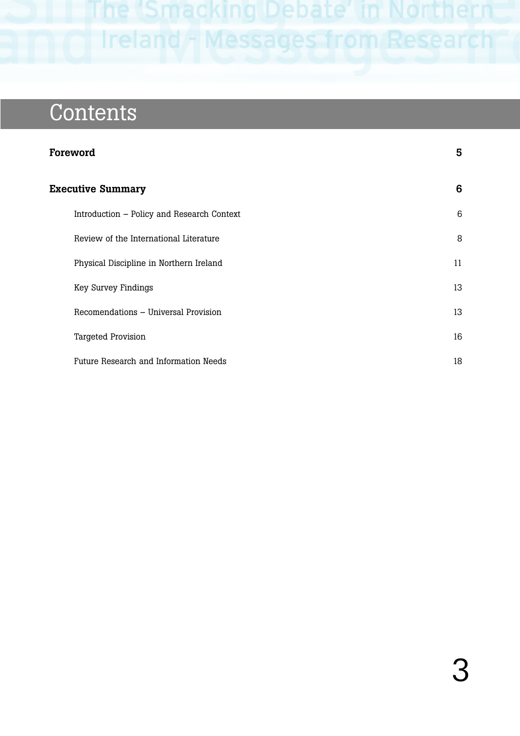# Contents

| | |
|---|---|
| **Foreword** | **5** |
| **Executive Summary** | **6** |
| Introduction – Policy and Research Context | 6 |
| Review of the International Literature | 8 |
| Physical Discipline in Northern Ireland | 11 |
| Key Survey Findings | 13 |
| Recomendations – Universal Provision | 13 |
| Targeted Provision | 16 |
| Future Research and Information Needs | 18 |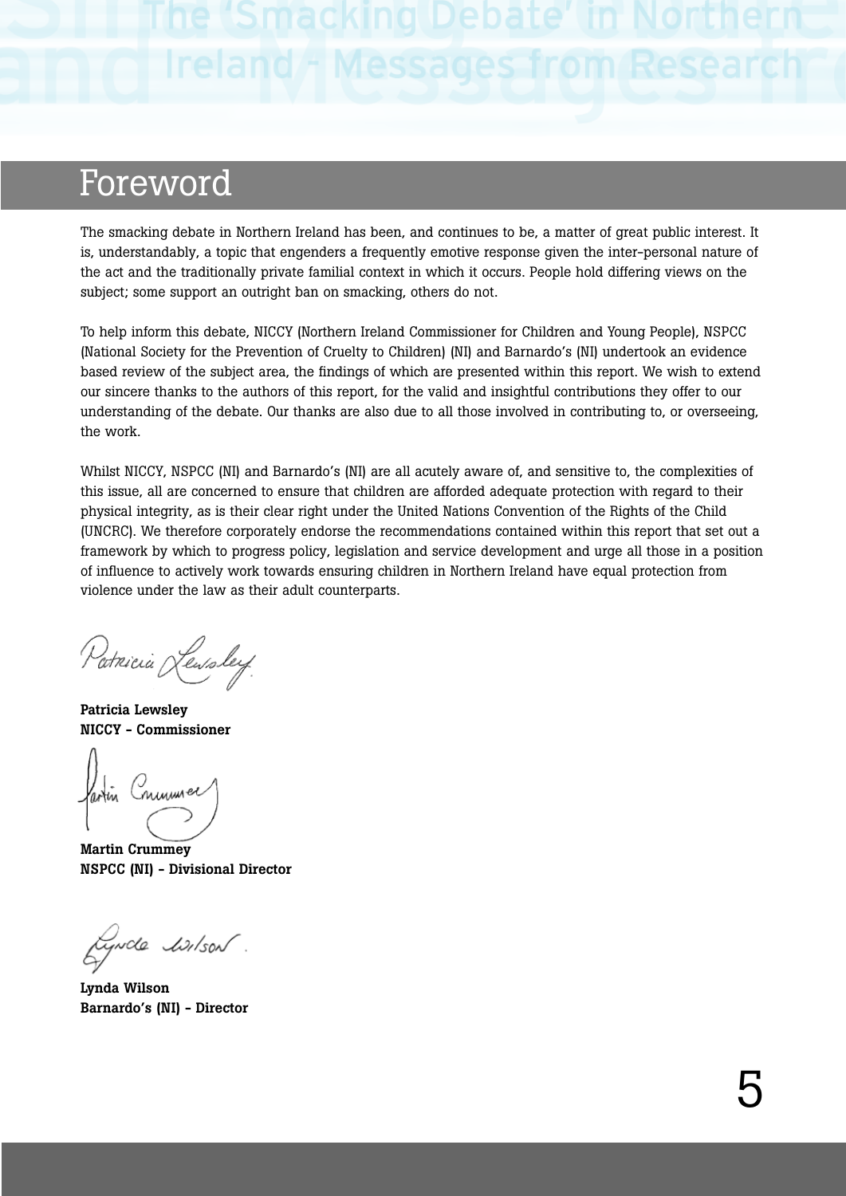# Foreword

The smacking debate in Northern Ireland has been, and continues to be, a matter of great public interest. It is, understandably, a topic that engenders a frequently emotive response given the inter-personal nature of the act and the traditionally private familial context in which it occurs. People hold differing views on the subject; some support an outright ban on smacking, others do not.

To help inform this debate, NICCY (Northern Ireland Commissioner for Children and Young People), NSPCC (National Society for the Prevention of Cruelty to Children) (NI) and Barnardo's (NI) undertook an evidence based review of the subject area, the findings of which are presented within this report. We wish to extend our sincere thanks to the authors of this report, for the valid and insightful contributions they offer to our understanding of the debate. Our thanks are also due to all those involved in contributing to, or overseeing, the work.

Whilst NICCY, NSPCC (NI) and Barnardo's (NI) are all acutely aware of, and sensitive to, the complexities of this issue, all are concerned to ensure that children are afforded adequate protection with regard to their physical integrity, as is their clear right under the United Nations Convention of the Rights of the Child (UNCRC). We therefore corporately endorse the recommendations contained within this report that set out a framework by which to progress policy, legislation and service development and urge all those in a position of influence to actively work towards ensuring children in Northern Ireland have equal protection from violence under the law as their adult counterparts.

**Patricia Lewsley**
**NICCY - Commissioner**

**Martin Crummey**
**NSPCC (NI) - Divisional Director**

**Lynda Wilson**
**Barnardo's (NI) - Director**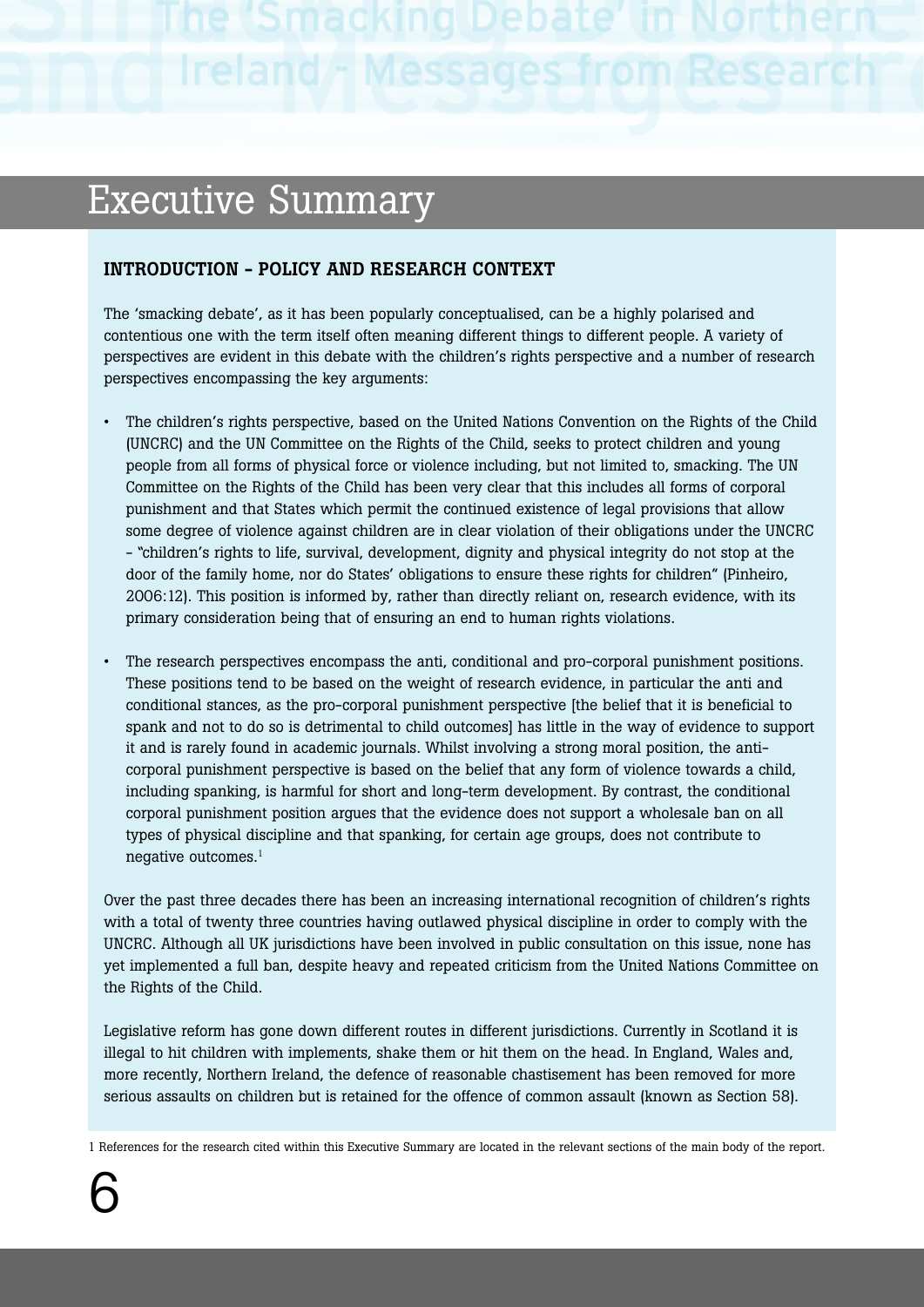# Executive Summary

## INTRODUCTION – POLICY AND RESEARCH CONTEXT

The 'smacking debate', as it has been popularly conceptualised, can be a highly polarised and contentious one with the term itself often meaning different things to different people. A variety of perspectives are evident in this debate with the children's rights perspective and a number of research perspectives encompassing the key arguments:

- The children's rights perspective, based on the United Nations Convention on the Rights of the Child (UNCRC) and the UN Committee on the Rights of the Child, seeks to protect children and young people from all forms of physical force or violence including, but not limited to, smacking. The UN Committee on the Rights of the Child has been very clear that this includes all forms of corporal punishment and that States which permit the continued existence of legal provisions that allow some degree of violence against children are in clear violation of their obligations under the UNCRC – "children's rights to life, survival, development, dignity and physical integrity do not stop at the door of the family home, nor do States' obligations to ensure these rights for children" (Pinheiro, 2006:12). This position is informed by, rather than directly reliant on, research evidence, with its primary consideration being that of ensuring an end to human rights violations.
- The research perspectives encompass the anti, conditional and pro-corporal punishment positions. These positions tend to be based on the weight of research evidence, in particular the anti and conditional stances, as the pro-corporal punishment perspective [the belief that it is beneficial to spank and not to do so is detrimental to child outcomes] has little in the way of evidence to support it and is rarely found in academic journals. Whilst involving a strong moral position, the anti-corporal punishment perspective is based on the belief that any form of violence towards a child, including spanking, is harmful for short and long-term development. By contrast, the conditional corporal punishment position argues that the evidence does not support a wholesale ban on all types of physical discipline and that spanking, for certain age groups, does not contribute to negative outcomes.[1]

Over the past three decades there has been an increasing international recognition of children's rights with a total of twenty three countries having outlawed physical discipline in order to comply with the UNCRC. Although all UK jurisdictions have been involved in public consultation on this issue, none has yet implemented a full ban, despite heavy and repeated criticism from the United Nations Committee on the Rights of the Child.

Legislative reform has gone down different routes in different jurisdictions. Currently in Scotland it is illegal to hit children with implements, shake them or hit them on the head. In England, Wales and, more recently, Northern Ireland, the defence of reasonable chastisement has been removed for more serious assaults on children but is retained for the offence of common assault (known as Section 58).

1 References for the research cited within this Executive Summary are located in the relevant sections of the main body of the report.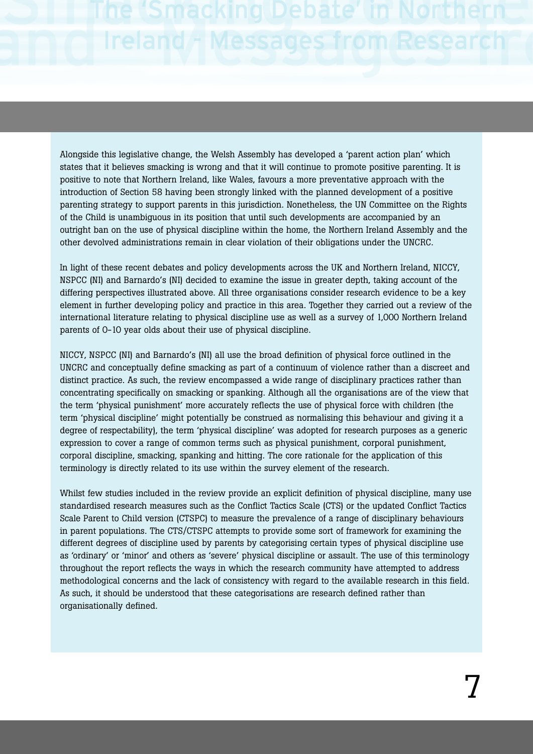Alongside this legislative change, the Welsh Assembly has developed a 'parent action plan' which states that it believes smacking is wrong and that it will continue to promote positive parenting. It is positive to note that Northern Ireland, like Wales, favours a more preventative approach with the introduction of Section 58 having been strongly linked with the planned development of a positive parenting strategy to support parents in this jurisdiction. Nonetheless, the UN Committee on the Rights of the Child is unambiguous in its position that until such developments are accompanied by an outright ban on the use of physical discipline within the home, the Northern Ireland Assembly and the other devolved administrations remain in clear violation of their obligations under the UNCRC.

In light of these recent debates and policy developments across the UK and Northern Ireland, NICCY, NSPCC (NI) and Barnardo's (NI) decided to examine the issue in greater depth, taking account of the differing perspectives illustrated above. All three organisations consider research evidence to be a key element in further developing policy and practice in this area. Together they carried out a review of the international literature relating to physical discipline use as well as a survey of 1,000 Northern Ireland parents of 0-10 year olds about their use of physical discipline.

NICCY, NSPCC (NI) and Barnardo's (NI) all use the broad definition of physical force outlined in the UNCRC and conceptually define smacking as part of a continuum of violence rather than a discreet and distinct practice. As such, the review encompassed a wide range of disciplinary practices rather than concentrating specifically on smacking or spanking. Although all the organisations are of the view that the term 'physical punishment' more accurately reflects the use of physical force with children (the term 'physical discipline' might potentially be construed as normalising this behaviour and giving it a degree of respectability), the term 'physical discipline' was adopted for research purposes as a generic expression to cover a range of common terms such as physical punishment, corporal punishment, corporal discipline, smacking, spanking and hitting. The core rationale for the application of this terminology is directly related to its use within the survey element of the research.

Whilst few studies included in the review provide an explicit definition of physical discipline, many use standardised research measures such as the Conflict Tactics Scale (CTS) or the updated Conflict Tactics Scale Parent to Child version (CTSPC) to measure the prevalence of a range of disciplinary behaviours in parent populations. The CTS/CTSPC attempts to provide some sort of framework for examining the different degrees of discipline used by parents by categorising certain types of physical discipline use as 'ordinary' or 'minor' and others as 'severe' physical discipline or assault. The use of this terminology throughout the report reflects the ways in which the research community have attempted to address methodological concerns and the lack of consistency with regard to the available research in this field. As such, it should be understood that these categorisations are research defined rather than organisationally defined.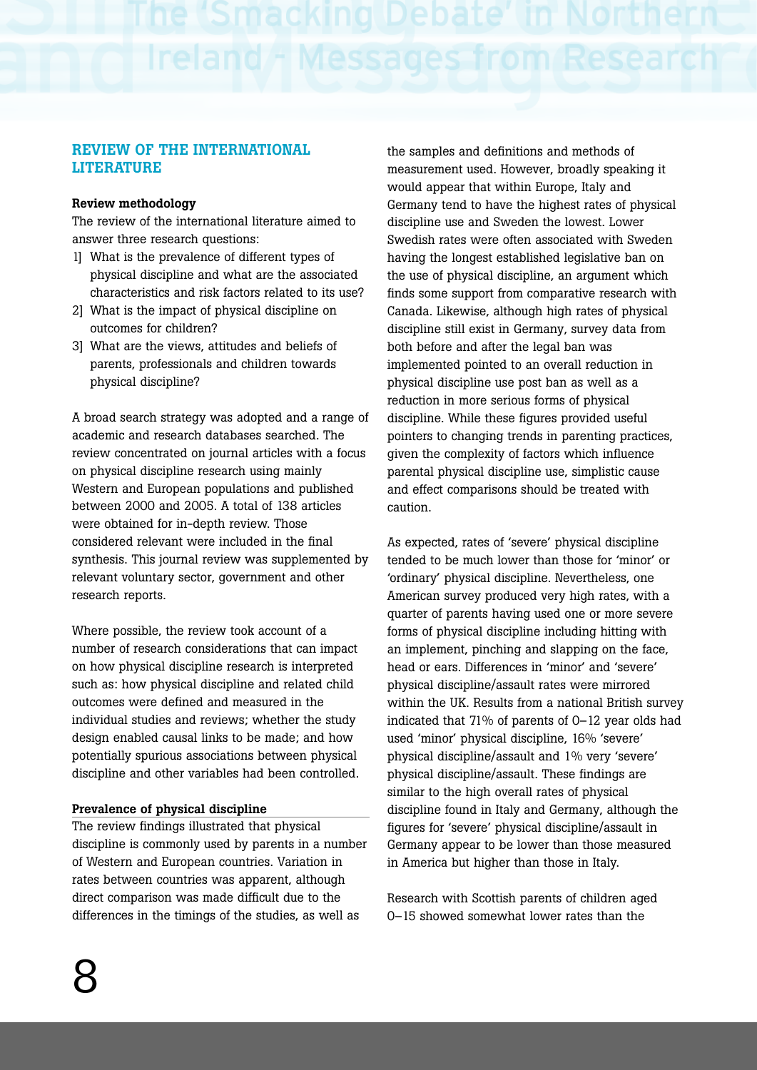## REVIEW OF THE INTERNATIONAL LITERATURE

**Review methodology**

The review of the international literature aimed to answer three research questions:

1] What is the prevalence of different types of physical discipline and what are the associated characteristics and risk factors related to its use?
2] What is the impact of physical discipline on outcomes for children?
3] What are the views, attitudes and beliefs of parents, professionals and children towards physical discipline?

A broad search strategy was adopted and a range of academic and research databases searched. The review concentrated on journal articles with a focus on physical discipline research using mainly Western and European populations and published between 2000 and 2005. A total of 138 articles were obtained for in-depth review. Those considered relevant were included in the final synthesis. This journal review was supplemented by relevant voluntary sector, government and other research reports.

Where possible, the review took account of a number of research considerations that can impact on how physical discipline research is interpreted such as: how physical discipline and related child outcomes were defined and measured in the individual studies and reviews; whether the study design enabled causal links to be made; and how potentially spurious associations between physical discipline and other variables had been controlled.

**Prevalence of physical discipline**

The review findings illustrated that physical discipline is commonly used by parents in a number of Western and European countries. Variation in rates between countries was apparent, although direct comparison was made difficult due to the differences in the timings of the studies, as well as the samples and definitions and methods of measurement used. However, broadly speaking it would appear that within Europe, Italy and Germany tend to have the highest rates of physical discipline use and Sweden the lowest. Lower Swedish rates were often associated with Sweden having the longest established legislative ban on the use of physical discipline, an argument which finds some support from comparative research with Canada. Likewise, although high rates of physical discipline still exist in Germany, survey data from both before and after the legal ban was implemented pointed to an overall reduction in physical discipline use post ban as well as a reduction in more serious forms of physical discipline. While these figures provided useful pointers to changing trends in parenting practices, given the complexity of factors which influence parental physical discipline use, simplistic cause and effect comparisons should be treated with caution.

As expected, rates of 'severe' physical discipline tended to be much lower than those for 'minor' or 'ordinary' physical discipline. Nevertheless, one American survey produced very high rates, with a quarter of parents having used one or more severe forms of physical discipline including hitting with an implement, pinching and slapping on the face, head or ears. Differences in 'minor' and 'severe' physical discipline/assault rates were mirrored within the UK. Results from a national British survey indicated that 71% of parents of 0–12 year olds had used 'minor' physical discipline, 16% 'severe' physical discipline/assault and 1% very 'severe' physical discipline/assault. These findings are similar to the high overall rates of physical discipline found in Italy and Germany, although the figures for 'severe' physical discipline/assault in Germany appear to be lower than those measured in America but higher than those in Italy.

Research with Scottish parents of children aged 0–15 showed somewhat lower rates than the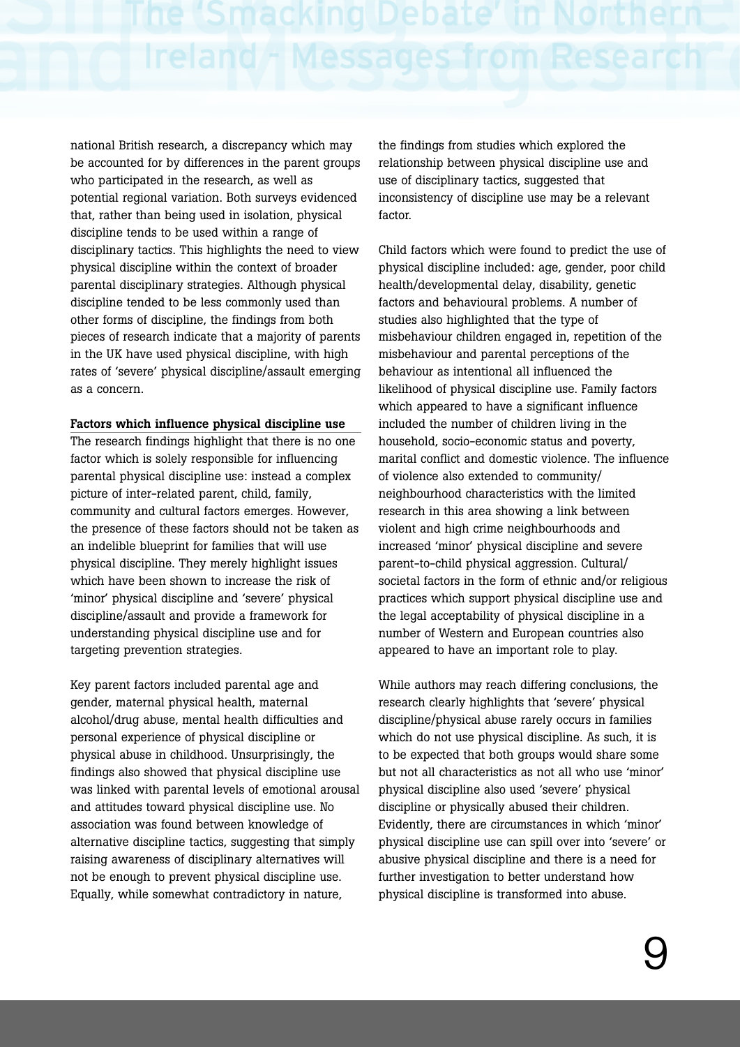national British research, a discrepancy which may be accounted for by differences in the parent groups who participated in the research, as well as potential regional variation. Both surveys evidenced that, rather than being used in isolation, physical discipline tends to be used within a range of disciplinary tactics. This highlights the need to view physical discipline within the context of broader parental disciplinary strategies. Although physical discipline tended to be less commonly used than other forms of discipline, the findings from both pieces of research indicate that a majority of parents in the UK have used physical discipline, with high rates of 'severe' physical discipline/assault emerging as a concern.

**Factors which influence physical discipline use**

The research findings highlight that there is no one factor which is solely responsible for influencing parental physical discipline use: instead a complex picture of inter-related parent, child, family, community and cultural factors emerges. However, the presence of these factors should not be taken as an indelible blueprint for families that will use physical discipline. They merely highlight issues which have been shown to increase the risk of 'minor' physical discipline and 'severe' physical discipline/assault and provide a framework for understanding physical discipline use and for targeting prevention strategies.

Key parent factors included parental age and gender, maternal physical health, maternal alcohol/drug abuse, mental health difficulties and personal experience of physical discipline or physical abuse in childhood. Unsurprisingly, the findings also showed that physical discipline use was linked with parental levels of emotional arousal and attitudes toward physical discipline use. No association was found between knowledge of alternative discipline tactics, suggesting that simply raising awareness of disciplinary alternatives will not be enough to prevent physical discipline use. Equally, while somewhat contradictory in nature, the findings from studies which explored the relationship between physical discipline use and use of disciplinary tactics, suggested that inconsistency of discipline use may be a relevant factor.

Child factors which were found to predict the use of physical discipline included: age, gender, poor child health/developmental delay, disability, genetic factors and behavioural problems. A number of studies also highlighted that the type of misbehaviour children engaged in, repetition of the misbehaviour and parental perceptions of the behaviour as intentional all influenced the likelihood of physical discipline use. Family factors which appeared to have a significant influence included the number of children living in the household, socio-economic status and poverty, marital conflict and domestic violence. The influence of violence also extended to community/neighbourhood characteristics with the limited research in this area showing a link between violent and high crime neighbourhoods and increased 'minor' physical discipline and severe parent-to-child physical aggression. Cultural/societal factors in the form of ethnic and/or religious practices which support physical discipline use and the legal acceptability of physical discipline in a number of Western and European countries also appeared to have an important role to play.

While authors may reach differing conclusions, the research clearly highlights that 'severe' physical discipline/physical abuse rarely occurs in families which do not use physical discipline. As such, it is to be expected that both groups would share some but not all characteristics as not all who use 'minor' physical discipline also used 'severe' physical discipline or physically abused their children. Evidently, there are circumstances in which 'minor' physical discipline use can spill over into 'severe' or abusive physical discipline and there is a need for further investigation to better understand how physical discipline is transformed into abuse.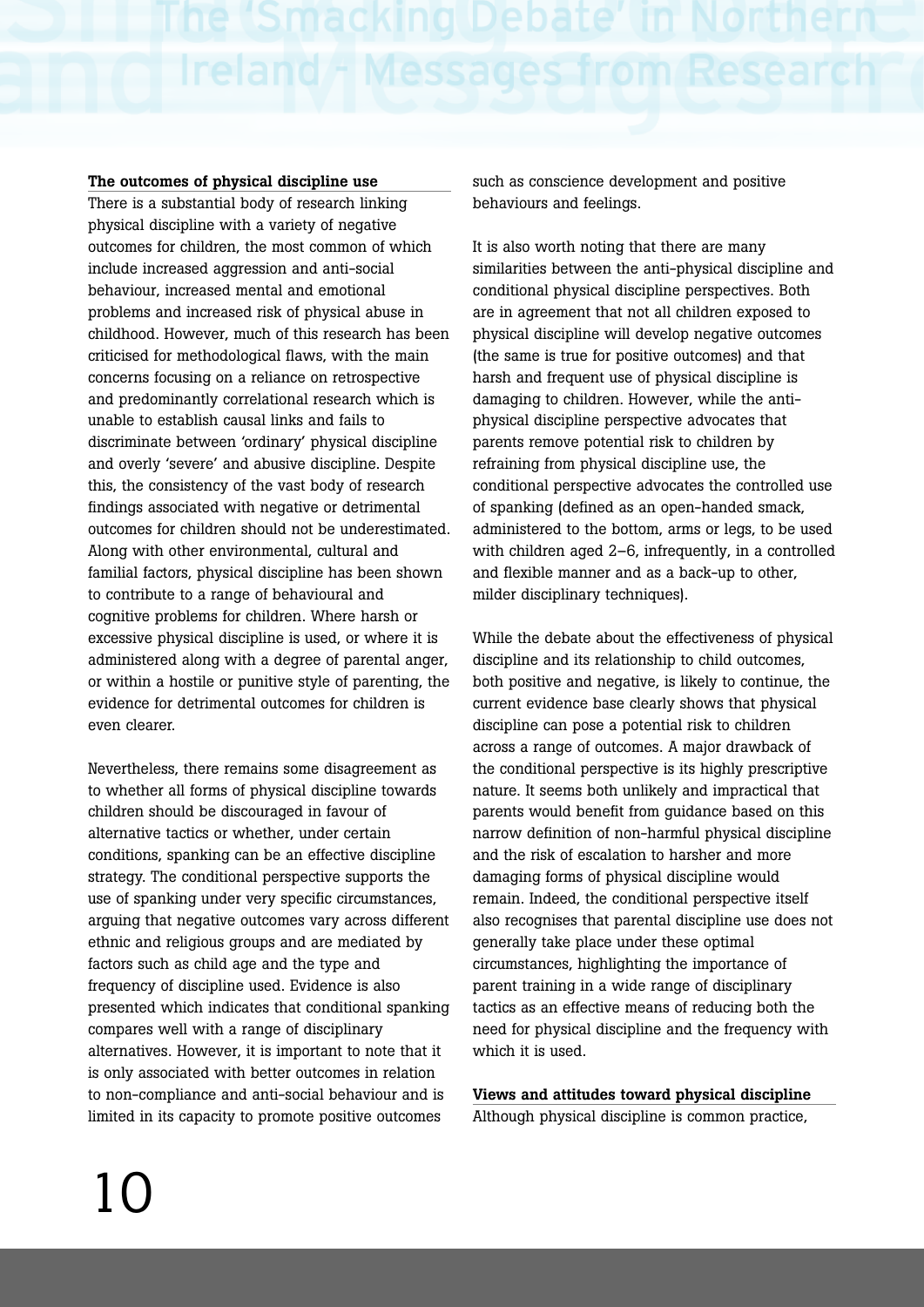### The outcomes of physical discipline use

There is a substantial body of research linking physical discipline with a variety of negative outcomes for children, the most common of which include increased aggression and anti-social behaviour, increased mental and emotional problems and increased risk of physical abuse in childhood. However, much of this research has been criticised for methodological flaws, with the main concerns focusing on a reliance on retrospective and predominantly correlational research which is unable to establish causal links and fails to discriminate between 'ordinary' physical discipline and overly 'severe' and abusive discipline. Despite this, the consistency of the vast body of research findings associated with negative or detrimental outcomes for children should not be underestimated. Along with other environmental, cultural and familial factors, physical discipline has been shown to contribute to a range of behavioural and cognitive problems for children. Where harsh or excessive physical discipline is used, or where it is administered along with a degree of parental anger, or within a hostile or punitive style of parenting, the evidence for detrimental outcomes for children is even clearer.

Nevertheless, there remains some disagreement as to whether all forms of physical discipline towards children should be discouraged in favour of alternative tactics or whether, under certain conditions, spanking can be an effective discipline strategy. The conditional perspective supports the use of spanking under very specific circumstances, arguing that negative outcomes vary across different ethnic and religious groups and are mediated by factors such as child age and the type and frequency of discipline used. Evidence is also presented which indicates that conditional spanking compares well with a range of disciplinary alternatives. However, it is important to note that it is only associated with better outcomes in relation to non-compliance and anti-social behaviour and is limited in its capacity to promote positive outcomes such as conscience development and positive behaviours and feelings.

It is also worth noting that there are many similarities between the anti-physical discipline and conditional physical discipline perspectives. Both are in agreement that not all children exposed to physical discipline will develop negative outcomes (the same is true for positive outcomes) and that harsh and frequent use of physical discipline is damaging to children. However, while the anti-physical discipline perspective advocates that parents remove potential risk to children by refraining from physical discipline use, the conditional perspective advocates the controlled use of spanking (defined as an open-handed smack, administered to the bottom, arms or legs, to be used with children aged 2–6, infrequently, in a controlled and flexible manner and as a back-up to other, milder disciplinary techniques).

While the debate about the effectiveness of physical discipline and its relationship to child outcomes, both positive and negative, is likely to continue, the current evidence base clearly shows that physical discipline can pose a potential risk to children across a range of outcomes. A major drawback of the conditional perspective is its highly prescriptive nature. It seems both unlikely and impractical that parents would benefit from guidance based on this narrow definition of non-harmful physical discipline and the risk of escalation to harsher and more damaging forms of physical discipline would remain. Indeed, the conditional perspective itself also recognises that parental discipline use does not generally take place under these optimal circumstances, highlighting the importance of parent training in a wide range of disciplinary tactics as an effective means of reducing both the need for physical discipline and the frequency with which it is used.

### Views and attitudes toward physical discipline

Although physical discipline is common practice,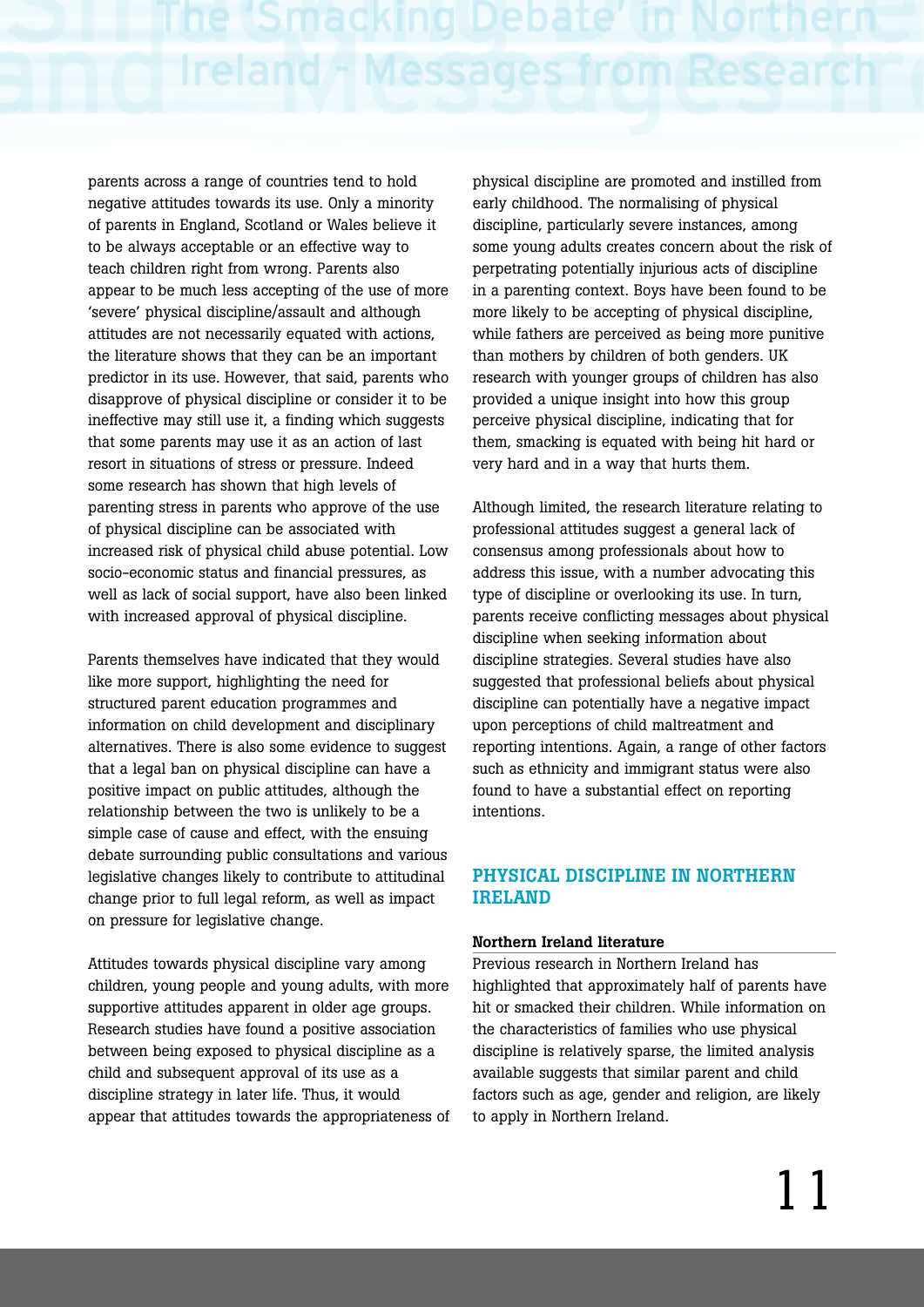parents across a range of countries tend to hold negative attitudes towards its use. Only a minority of parents in England, Scotland or Wales believe it to be always acceptable or an effective way to teach children right from wrong. Parents also appear to be much less accepting of the use of more 'severe' physical discipline/assault and although attitudes are not necessarily equated with actions, the literature shows that they can be an important predictor in its use. However, that said, parents who disapprove of physical discipline or consider it to be ineffective may still use it, a finding which suggests that some parents may use it as an action of last resort in situations of stress or pressure. Indeed some research has shown that high levels of parenting stress in parents who approve of the use of physical discipline can be associated with increased risk of physical child abuse potential. Low socio-economic status and financial pressures, as well as lack of social support, have also been linked with increased approval of physical discipline.

Parents themselves have indicated that they would like more support, highlighting the need for structured parent education programmes and information on child development and disciplinary alternatives. There is also some evidence to suggest that a legal ban on physical discipline can have a positive impact on public attitudes, although the relationship between the two is unlikely to be a simple case of cause and effect, with the ensuing debate surrounding public consultations and various legislative changes likely to contribute to attitudinal change prior to full legal reform, as well as impact on pressure for legislative change.

Attitudes towards physical discipline vary among children, young people and young adults, with more supportive attitudes apparent in older age groups. Research studies have found a positive association between being exposed to physical discipline as a child and subsequent approval of its use as a discipline strategy in later life. Thus, it would appear that attitudes towards the appropriateness of physical discipline are promoted and instilled from early childhood. The normalising of physical discipline, particularly severe instances, among some young adults creates concern about the risk of perpetrating potentially injurious acts of discipline in a parenting context. Boys have been found to be more likely to be accepting of physical discipline, while fathers are perceived as being more punitive than mothers by children of both genders. UK research with younger groups of children has also provided a unique insight into how this group perceive physical discipline, indicating that for them, smacking is equated with being hit hard or very hard and in a way that hurts them.

Although limited, the research literature relating to professional attitudes suggest a general lack of consensus among professionals about how to address this issue, with a number advocating this type of discipline or overlooking its use. In turn, parents receive conflicting messages about physical discipline when seeking information about discipline strategies. Several studies have also suggested that professional beliefs about physical discipline can potentially have a negative impact upon perceptions of child maltreatment and reporting intentions. Again, a range of other factors such as ethnicity and immigrant status were also found to have a substantial effect on reporting intentions.

## PHYSICAL DISCIPLINE IN NORTHERN IRELAND

### Northern Ireland literature

Previous research in Northern Ireland has highlighted that approximately half of parents have hit or smacked their children. While information on the characteristics of families who use physical discipline is relatively sparse, the limited analysis available suggests that similar parent and child factors such as age, gender and religion, are likely to apply in Northern Ireland.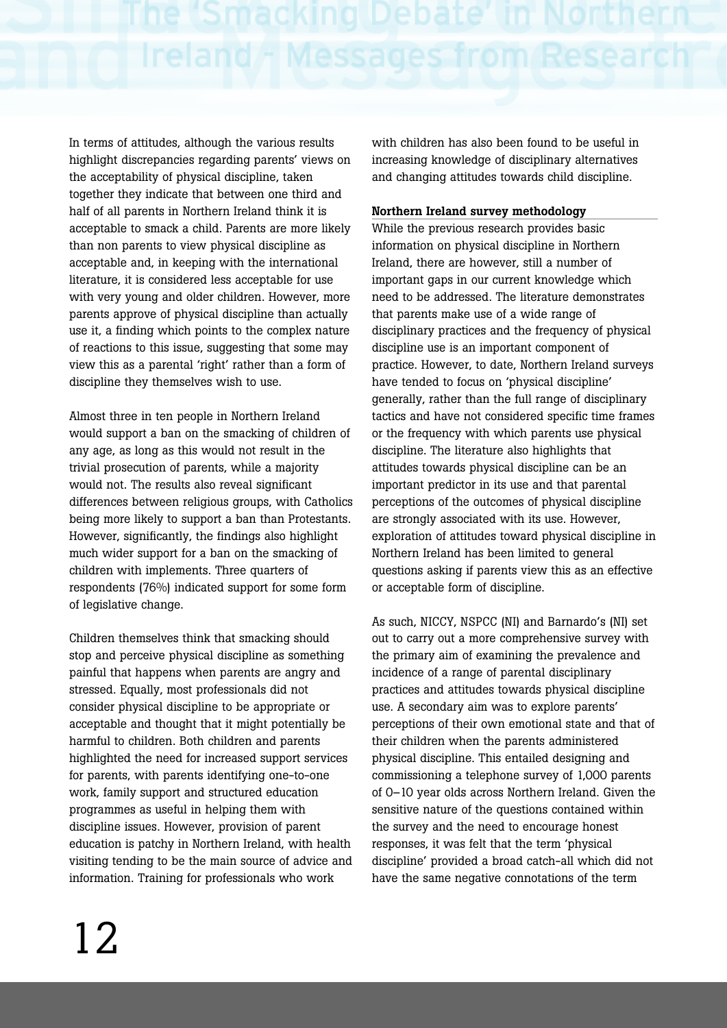In terms of attitudes, although the various results highlight discrepancies regarding parents' views on the acceptability of physical discipline, taken together they indicate that between one third and half of all parents in Northern Ireland think it is acceptable to smack a child. Parents are more likely than non parents to view physical discipline as acceptable and, in keeping with the international literature, it is considered less acceptable for use with very young and older children. However, more parents approve of physical discipline than actually use it, a finding which points to the complex nature of reactions to this issue, suggesting that some may view this as a parental 'right' rather than a form of discipline they themselves wish to use.

Almost three in ten people in Northern Ireland would support a ban on the smacking of children of any age, as long as this would not result in the trivial prosecution of parents, while a majority would not. The results also reveal significant differences between religious groups, with Catholics being more likely to support a ban than Protestants. However, significantly, the findings also highlight much wider support for a ban on the smacking of children with implements. Three quarters of respondents (76%) indicated support for some form of legislative change.

Children themselves think that smacking should stop and perceive physical discipline as something painful that happens when parents are angry and stressed. Equally, most professionals did not consider physical discipline to be appropriate or acceptable and thought that it might potentially be harmful to children. Both children and parents highlighted the need for increased support services for parents, with parents identifying one-to-one work, family support and structured education programmes as useful in helping them with discipline issues. However, provision of parent education is patchy in Northern Ireland, with health visiting tending to be the main source of advice and information. Training for professionals who work with children has also been found to be useful in increasing knowledge of disciplinary alternatives and changing attitudes towards child discipline.

**Northern Ireland survey methodology**

While the previous research provides basic information on physical discipline in Northern Ireland, there are however, still a number of important gaps in our current knowledge which need to be addressed. The literature demonstrates that parents make use of a wide range of disciplinary practices and the frequency of physical discipline use is an important component of practice. However, to date, Northern Ireland surveys have tended to focus on 'physical discipline' generally, rather than the full range of disciplinary tactics and have not considered specific time frames or the frequency with which parents use physical discipline. The literature also highlights that attitudes towards physical discipline can be an important predictor in its use and that parental perceptions of the outcomes of physical discipline are strongly associated with its use. However, exploration of attitudes toward physical discipline in Northern Ireland has been limited to general questions asking if parents view this as an effective or acceptable form of discipline.

As such, NICCY, NSPCC (NI) and Barnardo's (NI) set out to carry out a more comprehensive survey with the primary aim of examining the prevalence and incidence of a range of parental disciplinary practices and attitudes towards physical discipline use. A secondary aim was to explore parents' perceptions of their own emotional state and that of their children when the parents administered physical discipline. This entailed designing and commissioning a telephone survey of 1,000 parents of 0–10 year olds across Northern Ireland. Given the sensitive nature of the questions contained within the survey and the need to encourage honest responses, it was felt that the term 'physical discipline' provided a broad catch-all which did not have the same negative connotations of the term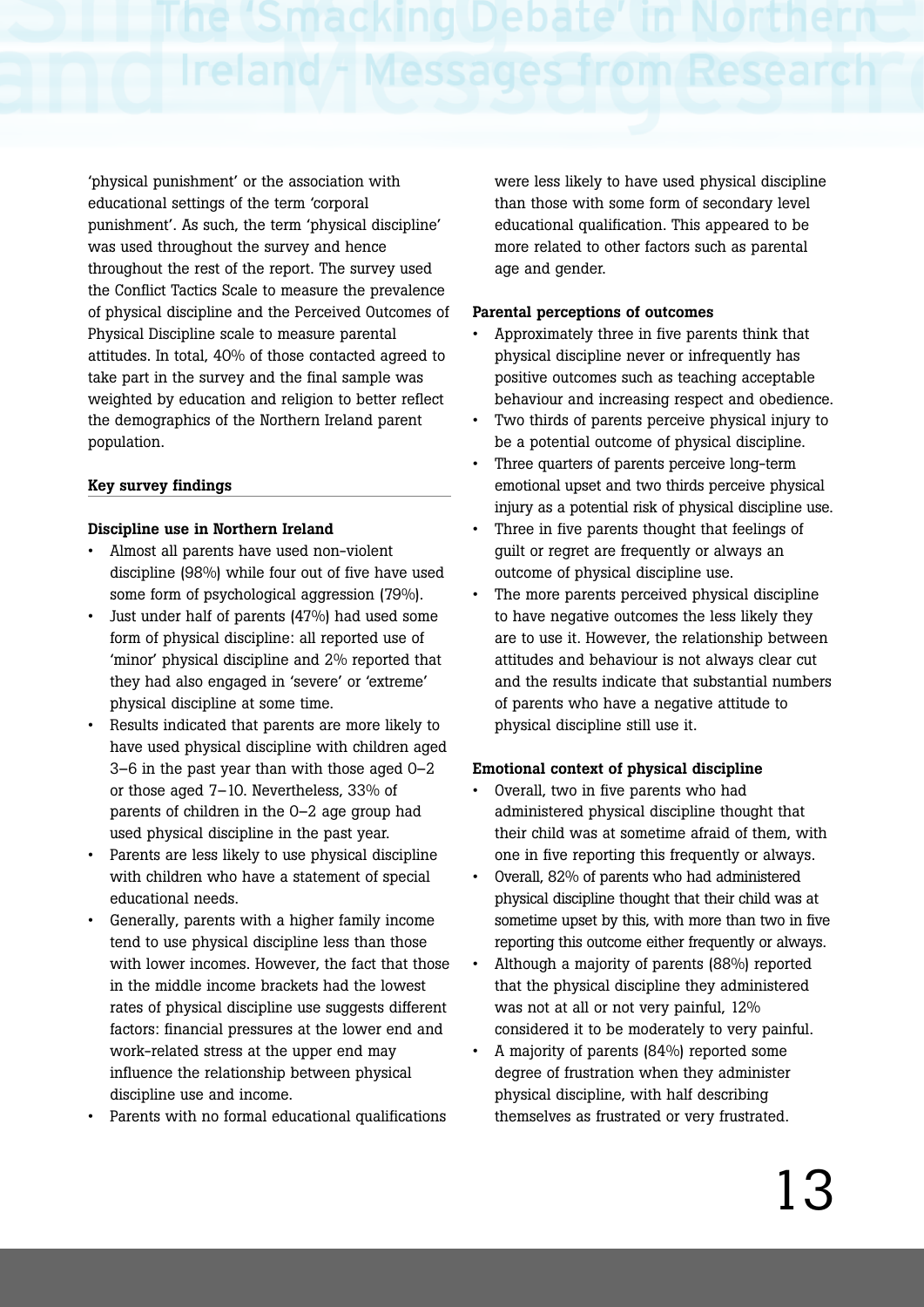'physical punishment' or the association with educational settings of the term 'corporal punishment'. As such, the term 'physical discipline' was used throughout the survey and hence throughout the rest of the report. The survey used the Conflict Tactics Scale to measure the prevalence of physical discipline and the Perceived Outcomes of Physical Discipline scale to measure parental attitudes. In total, 40% of those contacted agreed to take part in the survey and the final sample was weighted by education and religion to better reflect the demographics of the Northern Ireland parent population.

**Key survey findings**

**Discipline use in Northern Ireland**

- Almost all parents have used non-violent discipline (98%) while four out of five have used some form of psychological aggression (79%).
- Just under half of parents (47%) had used some form of physical discipline: all reported use of 'minor' physical discipline and 2% reported that they had also engaged in 'severe' or 'extreme' physical discipline at some time.
- Results indicated that parents are more likely to have used physical discipline with children aged 3–6 in the past year than with those aged 0–2 or those aged 7–10. Nevertheless, 33% of parents of children in the 0–2 age group had used physical discipline in the past year.
- Parents are less likely to use physical discipline with children who have a statement of special educational needs.
- Generally, parents with a higher family income tend to use physical discipline less than those with lower incomes. However, the fact that those in the middle income brackets had the lowest rates of physical discipline use suggests different factors: financial pressures at the lower end and work-related stress at the upper end may influence the relationship between physical discipline use and income.
- Parents with no formal educational qualifications were less likely to have used physical discipline than those with some form of secondary level educational qualification. This appeared to be more related to other factors such as parental age and gender.

**Parental perceptions of outcomes**

- Approximately three in five parents think that physical discipline never or infrequently has positive outcomes such as teaching acceptable behaviour and increasing respect and obedience.
- Two thirds of parents perceive physical injury to be a potential outcome of physical discipline.
- Three quarters of parents perceive long-term emotional upset and two thirds perceive physical injury as a potential risk of physical discipline use.
- Three in five parents thought that feelings of guilt or regret are frequently or always an outcome of physical discipline use.
- The more parents perceived physical discipline to have negative outcomes the less likely they are to use it. However, the relationship between attitudes and behaviour is not always clear cut and the results indicate that substantial numbers of parents who have a negative attitude to physical discipline still use it.

**Emotional context of physical discipline**

- Overall, two in five parents who had administered physical discipline thought that their child was at sometime afraid of them, with one in five reporting this frequently or always.
- Overall, 82% of parents who had administered physical discipline thought that their child was at sometime upset by this, with more than two in five reporting this outcome either frequently or always.
- Although a majority of parents (88%) reported that the physical discipline they administered was not at all or not very painful, 12% considered it to be moderately to very painful.
- A majority of parents (84%) reported some degree of frustration when they administer physical discipline, with half describing themselves as frustrated or very frustrated.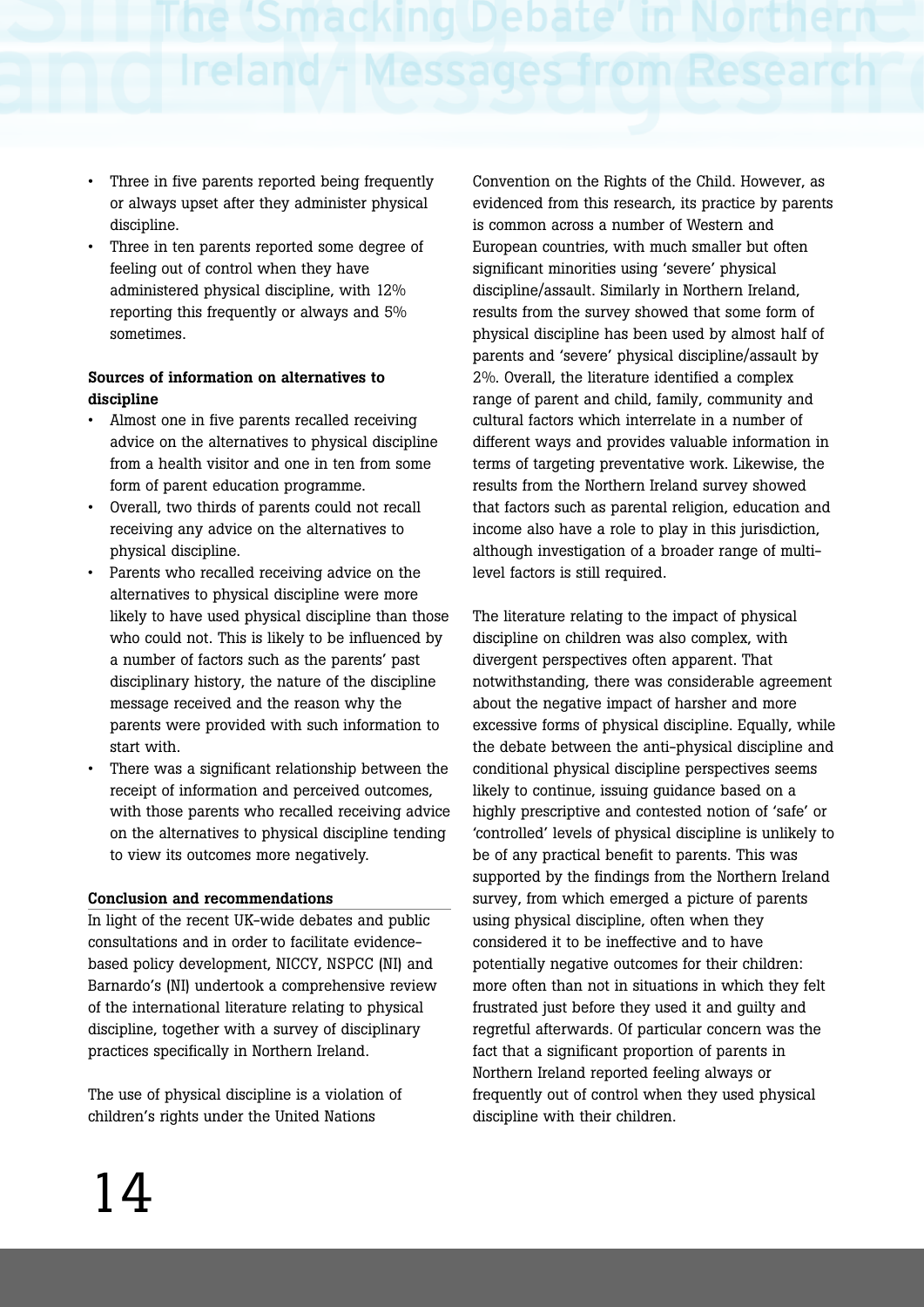- Three in five parents reported being frequently or always upset after they administer physical discipline.
- Three in ten parents reported some degree of feeling out of control when they have administered physical discipline, with 12% reporting this frequently or always and 5% sometimes.

**Sources of information on alternatives to discipline**

- Almost one in five parents recalled receiving advice on the alternatives to physical discipline from a health visitor and one in ten from some form of parent education programme.
- Overall, two thirds of parents could not recall receiving any advice on the alternatives to physical discipline.
- Parents who recalled receiving advice on the alternatives to physical discipline were more likely to have used physical discipline than those who could not. This is likely to be influenced by a number of factors such as the parents' past disciplinary history, the nature of the discipline message received and the reason why the parents were provided with such information to start with.
- There was a significant relationship between the receipt of information and perceived outcomes, with those parents who recalled receiving advice on the alternatives to physical discipline tending to view its outcomes more negatively.

**Conclusion and recommendations**

In light of the recent UK-wide debates and public consultations and in order to facilitate evidence-based policy development, NICCY, NSPCC (NI) and Barnardo's (NI) undertook a comprehensive review of the international literature relating to physical discipline, together with a survey of disciplinary practices specifically in Northern Ireland.

The use of physical discipline is a violation of children's rights under the United Nations Convention on the Rights of the Child. However, as evidenced from this research, its practice by parents is common across a number of Western and European countries, with much smaller but often significant minorities using 'severe' physical discipline/assault. Similarly in Northern Ireland, results from the survey showed that some form of physical discipline has been used by almost half of parents and 'severe' physical discipline/assault by 2%. Overall, the literature identified a complex range of parent and child, family, community and cultural factors which interrelate in a number of different ways and provides valuable information in terms of targeting preventative work. Likewise, the results from the Northern Ireland survey showed that factors such as parental religion, education and income also have a role to play in this jurisdiction, although investigation of a broader range of multi-level factors is still required.

The literature relating to the impact of physical discipline on children was also complex, with divergent perspectives often apparent. That notwithstanding, there was considerable agreement about the negative impact of harsher and more excessive forms of physical discipline. Equally, while the debate between the anti-physical discipline and conditional physical discipline perspectives seems likely to continue, issuing guidance based on a highly prescriptive and contested notion of 'safe' or 'controlled' levels of physical discipline is unlikely to be of any practical benefit to parents. This was supported by the findings from the Northern Ireland survey, from which emerged a picture of parents using physical discipline, often when they considered it to be ineffective and to have potentially negative outcomes for their children: more often than not in situations in which they felt frustrated just before they used it and guilty and regretful afterwards. Of particular concern was the fact that a significant proportion of parents in Northern Ireland reported feeling always or frequently out of control when they used physical discipline with their children.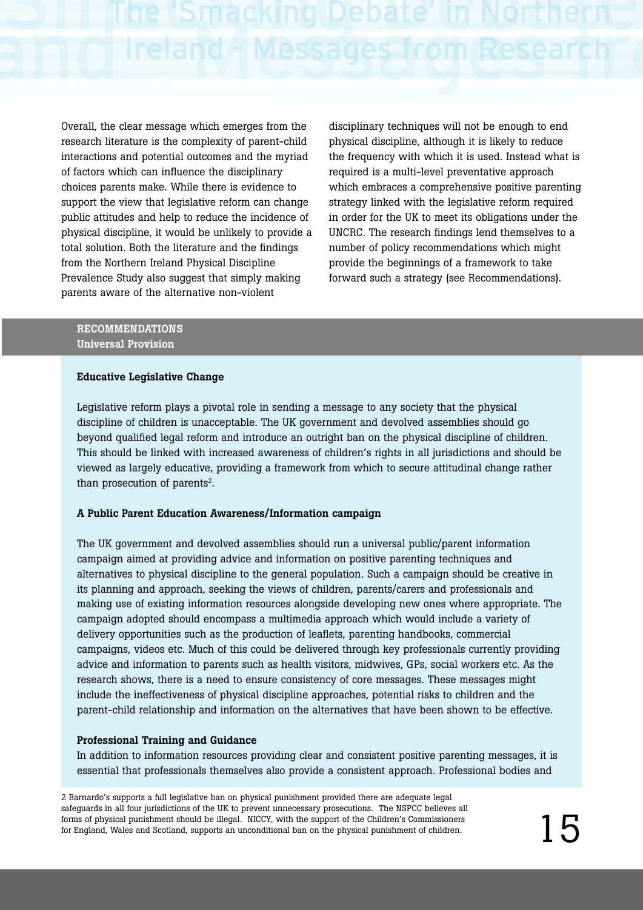Overall, the clear message which emerges from the research literature is the complexity of parent-child interactions and potential outcomes and the myriad of factors which can influence the disciplinary choices parents make. While there is evidence to support the view that legislative reform can change public attitudes and help to reduce the incidence of physical discipline, it would be unlikely to provide a total solution. Both the literature and the findings from the Northern Ireland Physical Discipline Prevalence Study also suggest that simply making parents aware of the alternative non-violent disciplinary techniques will not be enough to end physical discipline, although it is likely to reduce the frequency with which it is used. Instead what is required is a multi-level preventative approach which embraces a comprehensive positive parenting strategy linked with the legislative reform required in order for the UK to meet its obligations under the UNCRC. The research findings lend themselves to a number of policy recommendations which might provide the beginnings of a framework to take forward such a strategy (see Recommendations).

## RECOMMENDATIONS

### Universal Provision

**Educative Legislative Change**

Legislative reform plays a pivotal role in sending a message to any society that the physical discipline of children is unacceptable. The UK government and devolved assemblies should go beyond qualified legal reform and introduce an outright ban on the physical discipline of children. This should be linked with increased awareness of children's rights in all jurisdictions and should be viewed as largely educative, providing a framework from which to secure attitudinal change rather than prosecution of parents[2].

**A Public Parent Education Awareness/Information campaign**

The UK government and devolved assemblies should run a universal public/parent information campaign aimed at providing advice and information on positive parenting techniques and alternatives to physical discipline to the general population. Such a campaign should be creative in its planning and approach, seeking the views of children, parents/carers and professionals and making use of existing information resources alongside developing new ones where appropriate. The campaign adopted should encompass a multimedia approach which would include a variety of delivery opportunities such as the production of leaflets, parenting handbooks, commercial campaigns, videos etc. Much of this could be delivered through key professionals currently providing advice and information to parents such as health visitors, midwives, GPs, social workers etc. As the research shows, there is a need to ensure consistency of core messages. These messages might include the ineffectiveness of physical discipline approaches, potential risks to children and the parent-child relationship and information on the alternatives that have been shown to be effective.

**Professional Training and Guidance**

In addition to information resources providing clear and consistent positive parenting messages, it is essential that professionals themselves also provide a consistent approach. Professional bodies and

2 Barnardo's supports a full legislative ban on physical punishment provided there are adequate legal safeguards in all four jurisdictions of the UK to prevent unnecessary prosecutions. The NSPCC believes all forms of physical punishment should be illegal. NICCY, with the support of the Children's Commissioners for England, Wales and Scotland, supports an unconditional ban on the physical punishment of children.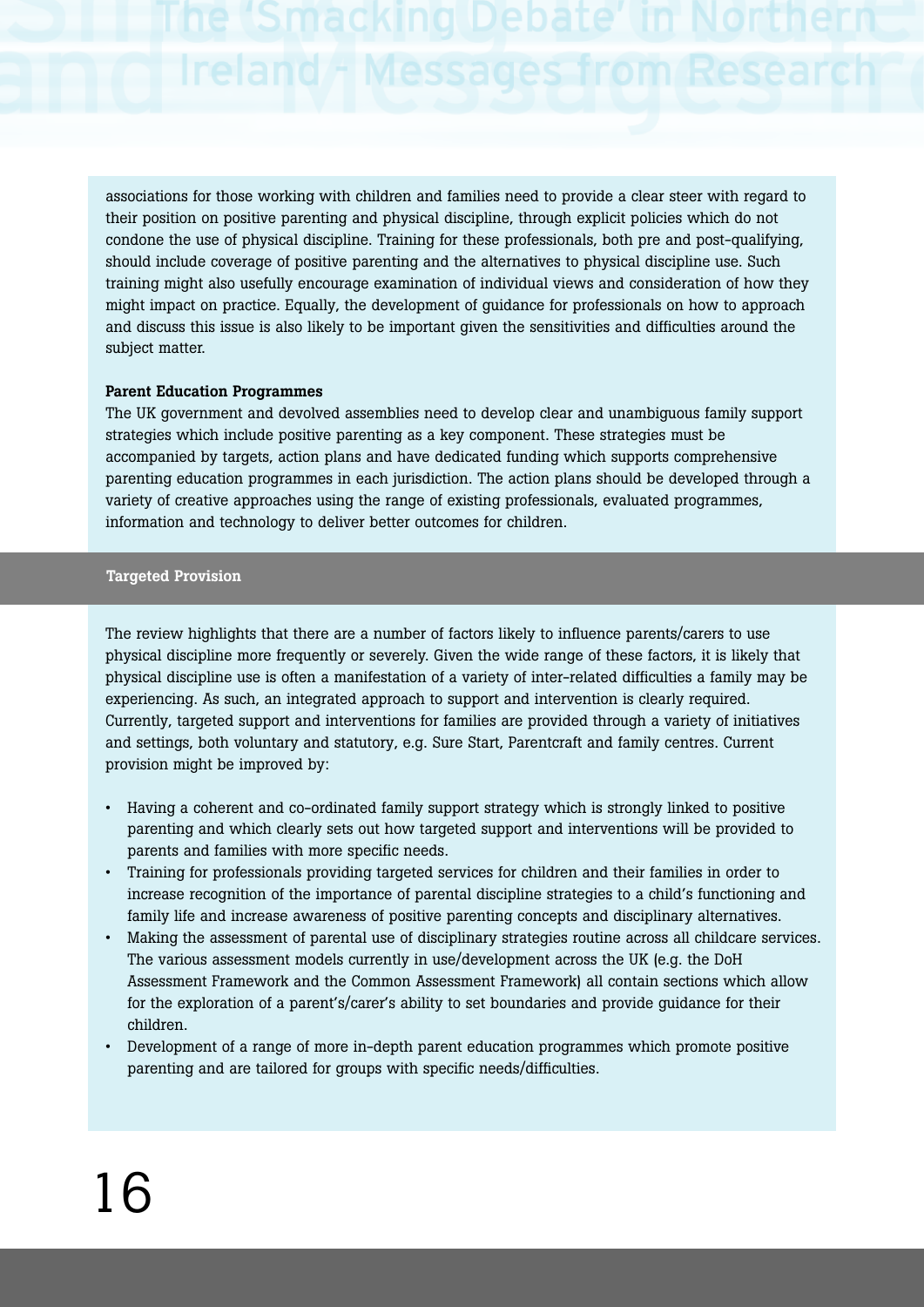associations for those working with children and families need to provide a clear steer with regard to their position on positive parenting and physical discipline, through explicit policies which do not condone the use of physical discipline. Training for these professionals, both pre and post-qualifying, should include coverage of positive parenting and the alternatives to physical discipline use. Such training might also usefully encourage examination of individual views and consideration of how they might impact on practice. Equally, the development of guidance for professionals on how to approach and discuss this issue is also likely to be important given the sensitivities and difficulties around the subject matter.

**Parent Education Programmes**

The UK government and devolved assemblies need to develop clear and unambiguous family support strategies which include positive parenting as a key component. These strategies must be accompanied by targets, action plans and have dedicated funding which supports comprehensive parenting education programmes in each jurisdiction. The action plans should be developed through a variety of creative approaches using the range of existing professionals, evaluated programmes, information and technology to deliver better outcomes for children.

### Targeted Provision

The review highlights that there are a number of factors likely to influence parents/carers to use physical discipline more frequently or severely. Given the wide range of these factors, it is likely that physical discipline use is often a manifestation of a variety of inter-related difficulties a family may be experiencing. As such, an integrated approach to support and intervention is clearly required. Currently, targeted support and interventions for families are provided through a variety of initiatives and settings, both voluntary and statutory, e.g. Sure Start, Parentcraft and family centres. Current provision might be improved by:

- Having a coherent and co-ordinated family support strategy which is strongly linked to positive parenting and which clearly sets out how targeted support and interventions will be provided to parents and families with more specific needs.
- Training for professionals providing targeted services for children and their families in order to increase recognition of the importance of parental discipline strategies to a child's functioning and family life and increase awareness of positive parenting concepts and disciplinary alternatives.
- Making the assessment of parental use of disciplinary strategies routine across all childcare services. The various assessment models currently in use/development across the UK (e.g. the DoH Assessment Framework and the Common Assessment Framework) all contain sections which allow for the exploration of a parent's/carer's ability to set boundaries and provide guidance for their children.
- Development of a range of more in-depth parent education programmes which promote positive parenting and are tailored for groups with specific needs/difficulties.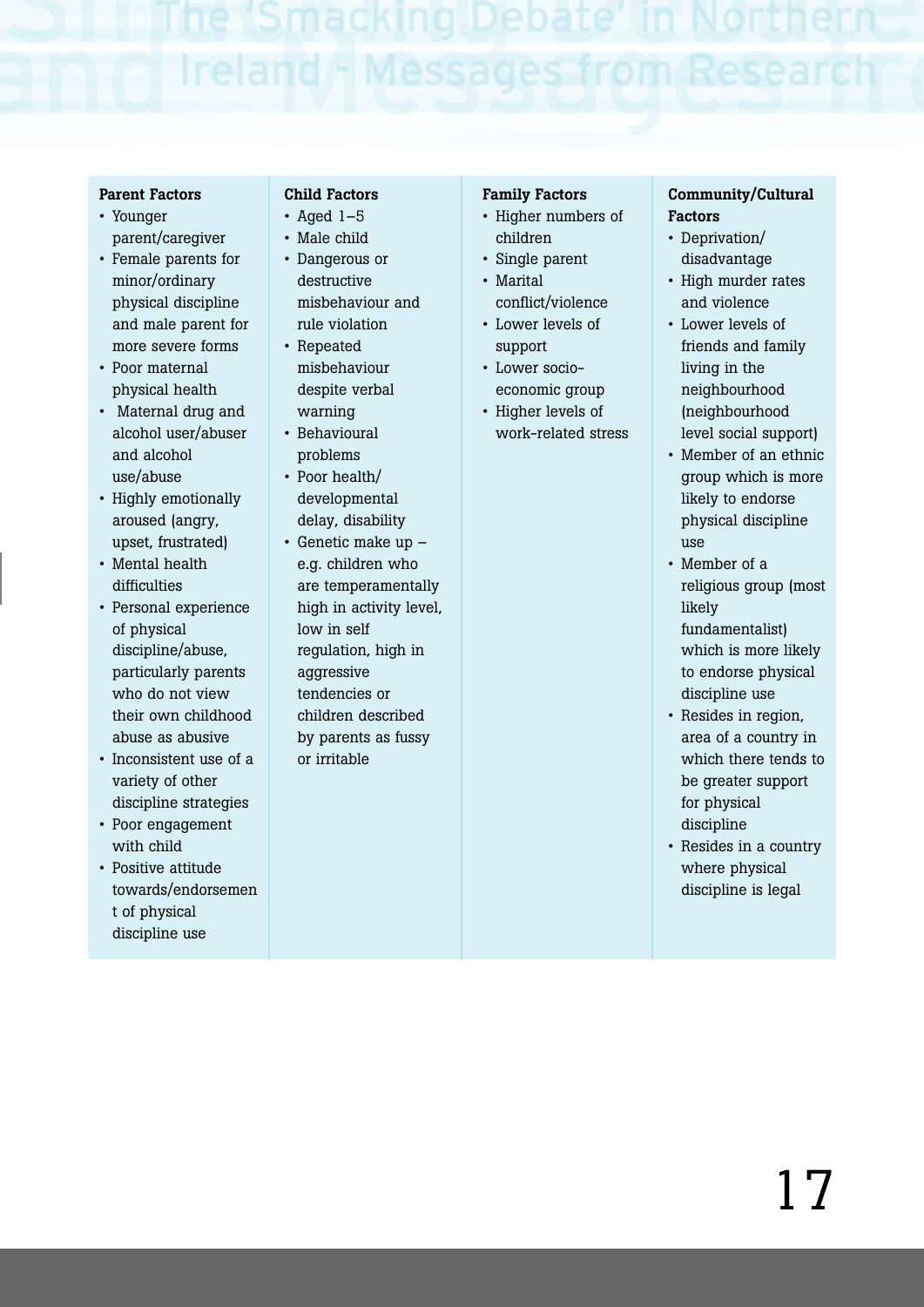| Parent Factors | Child Factors | Family Factors | Community/Cultural Factors |
|---|---|---|---|
| • Younger parent/caregiver<br>• Female parents for minor/ordinary physical discipline and male parent for more severe forms<br>• Poor maternal physical health<br>• Maternal drug and alcohol user/abuser and alcohol use/abuse<br>• Highly emotionally aroused (angry, upset, frustrated)<br>• Mental health difficulties<br>• Personal experience of physical discipline/abuse, particularly parents who do not view their own childhood abuse as abusive<br>• Inconsistent use of a variety of other discipline strategies<br>• Poor engagement with child<br>• Positive attitude towards/endorsement of physical discipline use | • Aged 1–5<br>• Male child<br>• Dangerous or destructive misbehaviour and rule violation<br>• Repeated misbehaviour despite verbal warning<br>• Behavioural problems<br>• Poor health/ developmental delay, disability<br>• Genetic make up – e.g. children who are temperamentally high in activity level, low in self regulation, high in aggressive tendencies or children described by parents as fussy or irritable | • Higher numbers of children<br>• Single parent<br>• Marital conflict/violence<br>• Lower levels of support<br>• Lower socio-economic group<br>• Higher levels of work-related stress | • Deprivation/ disadvantage<br>• High murder rates and violence<br>• Lower levels of friends and family living in the neighbourhood (neighbourhood level social support)<br>• Member of an ethnic group which is more likely to endorse physical discipline use<br>• Member of a religious group (most likely fundamentalist) which is more likely to endorse physical discipline use<br>• Resides in region, area of a country in which there tends to be greater support for physical discipline<br>• Resides in a country where physical discipline is legal |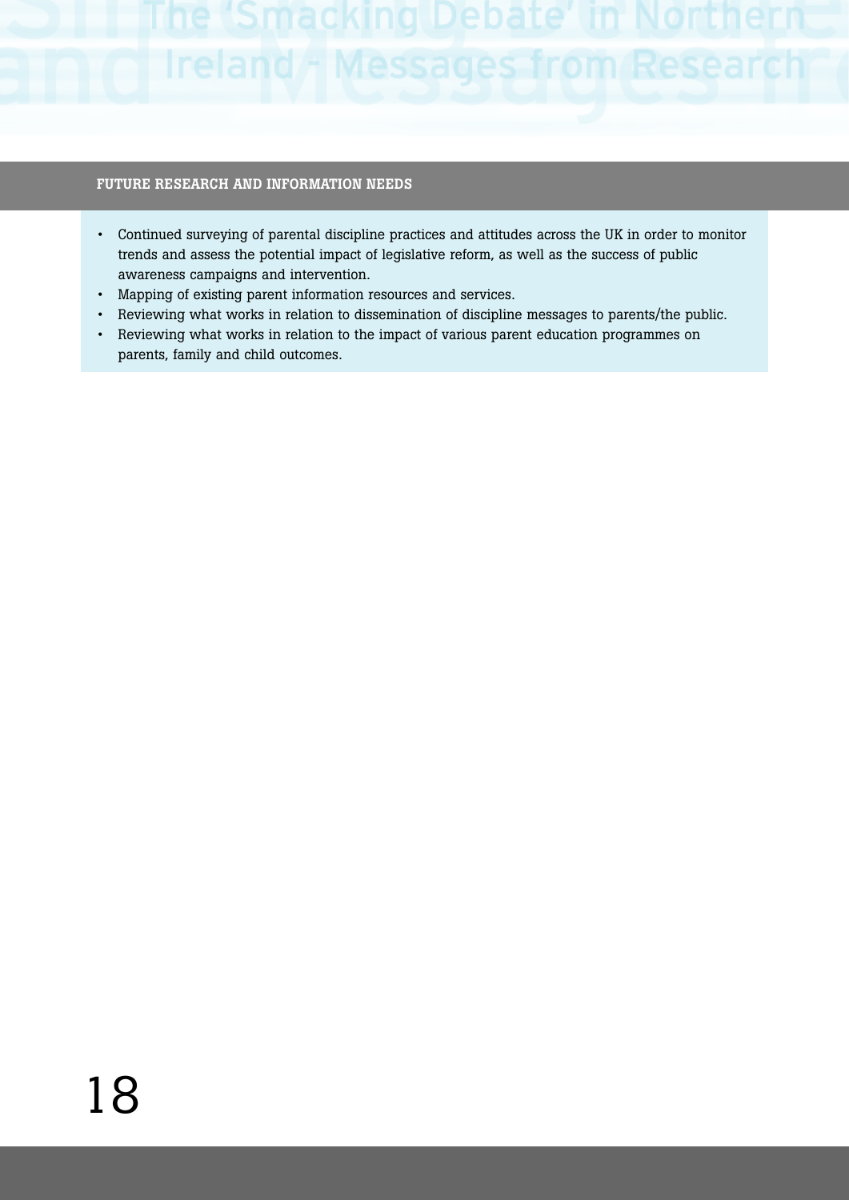## FUTURE RESEARCH AND INFORMATION NEEDS

- Continued surveying of parental discipline practices and attitudes across the UK in order to monitor trends and assess the potential impact of legislative reform, as well as the success of public awareness campaigns and intervention.
- Mapping of existing parent information resources and services.
- Reviewing what works in relation to dissemination of discipline messages to parents/the public.
- Reviewing what works in relation to the impact of various parent education programmes on parents, family and child outcomes.